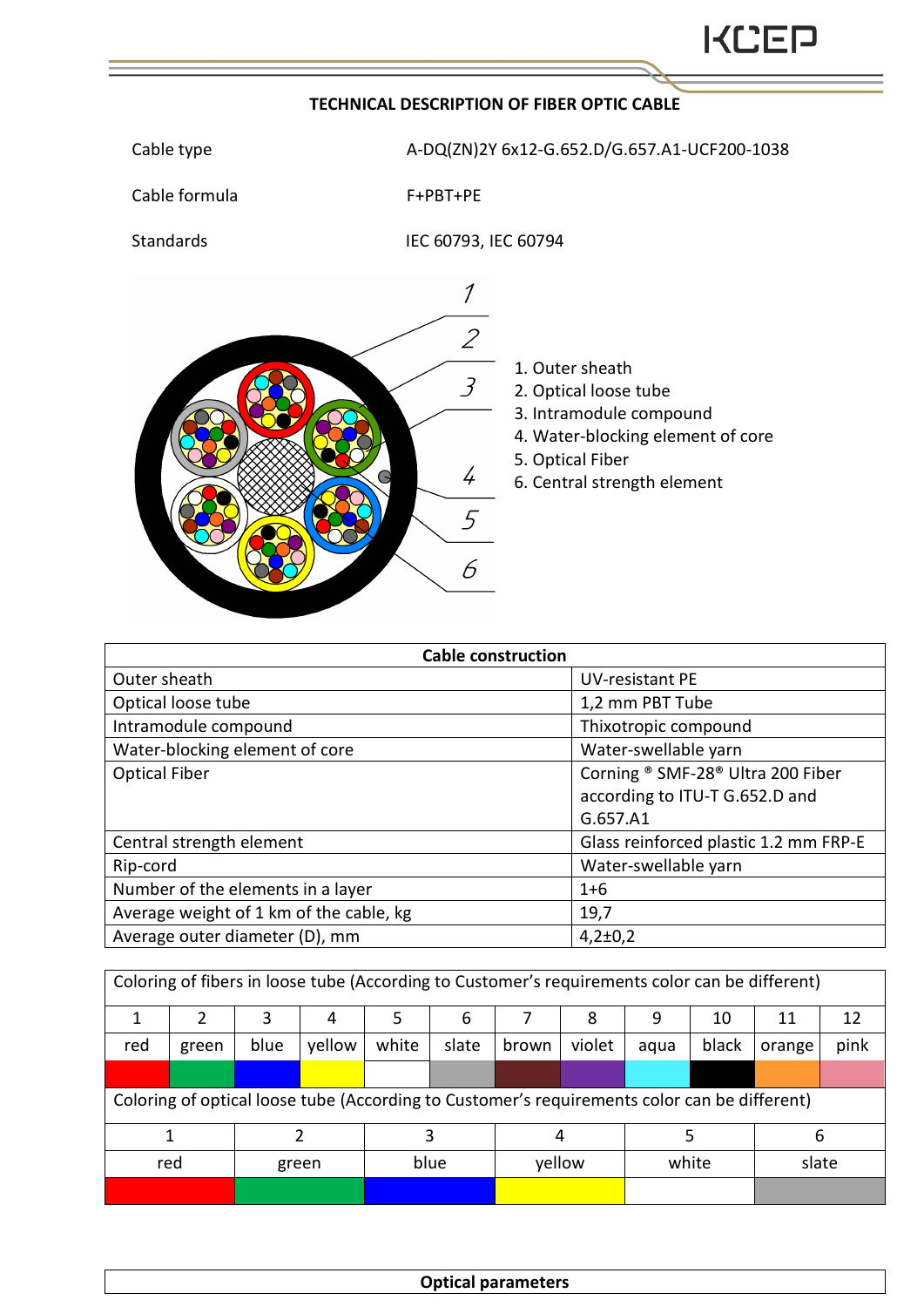**TECHNICAL DESCRIPTION OF FIBER OPTIC CABLE**

| | |
|---|---|
| Cable type | A-DQ(ZN)2Y 6x12-G.652.D/G.657.A1-UCF200-1038 |
| Cable formula | F+PBT+PE |
| Standards | IEC 60793, IEC 60794 |

1. Outer sheath
2. Optical loose tube
3. Intramodule compound
4. Water-blocking element of core
5. Optical Fiber
6. Central strength element

| Cable construction | |
|---|---|
| Outer sheath | UV-resistant PE |
| Optical loose tube | 1,2 mm PBT Tube |
| Intramodule compound | Thixotropic compound |
| Water-blocking element of core | Water-swellable yarn |
| Optical Fiber | Corning ® SMF-28® Ultra 200 Fiber according to ITU-T G.652.D and G.657.A1 |
| Central strength element | Glass reinforced plastic 1.2 mm FRP-E |
| Rip-cord | Water-swellable yarn |
| Number of the elements in a layer | 1+6 |
| Average weight of 1 km of the cable, kg | 19,7 |
| Average outer diameter (D), mm | 4,2±0,2 |

Coloring of fibers in loose tube (According to Customer's requirements color can be different)

| 1 | 2 | 3 | 4 | 5 | 6 | 7 | 8 | 9 | 10 | 11 | 12 |
|---|---|---|---|---|---|---|---|---|---|---|---|
| red | green | blue | yellow | white | slate | brown | violet | aqua | black | orange | pink |

Coloring of optical loose tube (According to Customer's requirements color can be different)

| 1 | 2 | 3 | 4 | 5 | 6 |
|---|---|---|---|---|---|
| red | green | blue | yellow | white | slate |

**Optical parameters**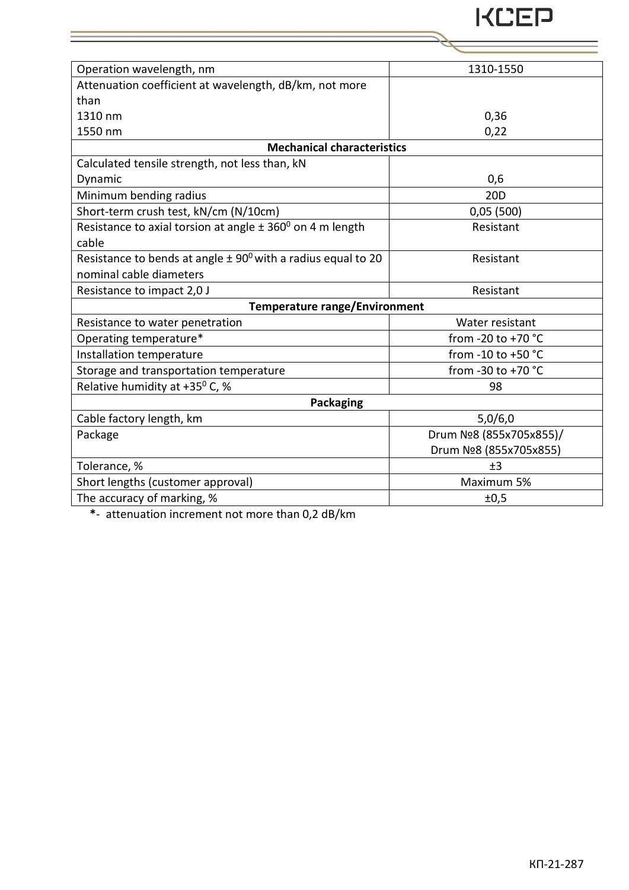| | |
|---|---|
| Operation wavelength, nm | 1310-1550 |
| Attenuation coefficient at wavelength, dB/km, not more than<br>1310 nm<br>1550 nm | <br><br>0,36<br>0,22 |
| **Mechanical characteristics** | |
| Calculated tensile strength, not less than, kN<br>Dynamic | <br>0,6 |
| Minimum bending radius | 20D |
| Short-term crush test, kN/cm (N/10cm) | 0,05 (500) |
| Resistance to axial torsion at angle ± 360$^0$ on 4 m length cable | Resistant |
| Resistance to bends at angle ± 90$^0$ with a radius equal to 20 nominal cable diameters | Resistant |
| Resistance to impact 2,0 J | Resistant |
| **Temperature range/Environment** | |
| Resistance to water penetration | Water resistant |
| Operating temperature* | from -20 to +70 °C |
| Installation temperature | from -10 to +50 °C |
| Storage and transportation temperature | from -30 to +70 °C |
| Relative humidity at +35$^0$ C, % | 98 |
| **Packaging** | |
| Cable factory length, km | 5,0/6,0 |
| Package | Drum №8 (855x705x855)/<br>Drum №8 (855x705x855) |
| Tolerance, % | ±3 |
| Short lengths (customer approval) | Maximum 5% |
| The accuracy of marking, % | ±0,5 |

**\***- attenuation increment not more than 0,2 dB/km

КП-21-287